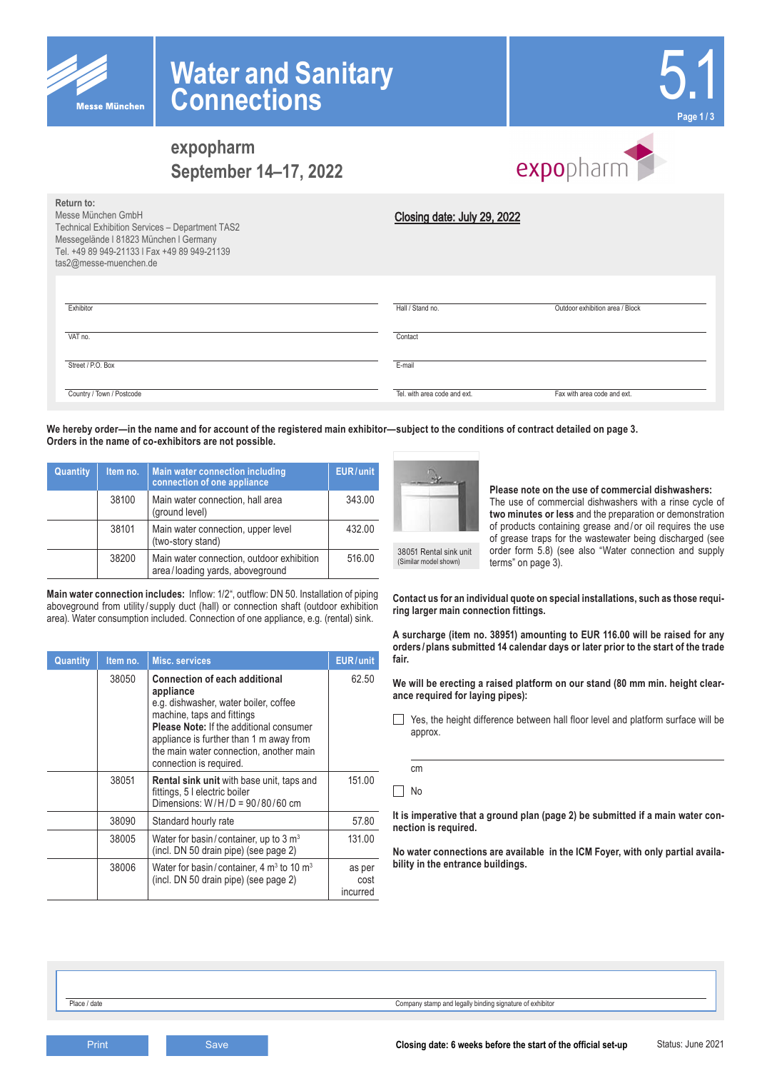# Water and Sanitary Connections

5.1

## expopharm
## September 14–17, 2022

**Return to:**
Messe München GmbH
Technical Exhibition Services – Department TAS2
Messegelände | 81823 München | Germany
Tel. +49 89 949-21133 | Fax +49 89 949-21139
tas2@messe-muenchen.de

**Closing date: July 29, 2022**

| | | |
|---|---|---|
| Exhibitor | Hall / Stand no. | Outdoor exhibition area / Block |
| VAT no. | Contact | |
| Street / P.O. Box | E-mail | |
| Country / Town / Postcode | Tel. with area code and ext. | Fax with area code and ext. |

**We hereby order—in the name and for account of the registered main exhibitor—subject to the conditions of contract detailed on page 3. Orders in the name of co-exhibitors are not possible.**

| Quantity | Item no. | Main water connection including connection of one appliance | EUR/unit |
|---|---|---|---|
| | 38100 | Main water connection, hall area (ground level) | 343.00 |
| | 38101 | Main water connection, upper level (two-story stand) | 432.00 |
| | 38200 | Main water connection, outdoor exhibition area/loading yards, aboveground | 516.00 |

**Main water connection includes:** Inflow: 1/2", outflow: DN 50. Installation of piping aboveground from utility/supply duct (hall) or connection shaft (outdoor exhibition area). Water consumption included. Connection of one appliance, e.g. (rental) sink.

| Quantity | Item no. | Misc. services | EUR/unit |
|---|---|---|---|
| | 38050 | **Connection of each additional appliance** e.g. dishwasher, water boiler, coffee machine, taps and fittings **Please Note:** If the additional consumer appliance is further than 1 m away from the main water connection, another main connection is required. | 62.50 |
| | 38051 | **Rental sink unit** with base unit, taps and fittings, 5 l electric boiler Dimensions: W/H/D = 90/80/60 cm | 151.00 |
| | 38090 | Standard hourly rate | 57.80 |
| | 38005 | Water for basin/container, up to 3 $m^3$ (incl. DN 50 drain pipe) (see page 2) | 131.00 |
| | 38006 | Water for basin/container, 4 $m^3$ to 10 $m^3$ (incl. DN 50 drain pipe) (see page 2) | as per cost incurred |

38051 Rental sink unit
(Similar model shown)

**Please note on the use of commercial dishwashers:** The use of commercial dishwashers with a rinse cycle of **two minutes or less** and the preparation or demonstration of products containing grease and/or oil requires the use of grease traps for the wastewater being discharged (see order form 5.8) (see also "Water connection and supply terms" on page 3).

**Contact us for an individual quote on special installations, such as those requiring larger main connection fittings.**

**A surcharge (item no. 38951) amounting to EUR 116.00 will be raised for any orders/plans submitted 14 calendar days or later prior to the start of the trade fair.**

**We will be erecting a raised platform on our stand (80 mm min. height clearance required for laying pipes):**

☐ Yes, the height difference between hall floor level and platform surface will be approx.

_______________ cm

☐ No

**It is imperative that a ground plan (page 2) be submitted if a main water connection is required.**

**No water connections are available in the ICM Foyer, with only partial availability in the entrance buildings.**

| | |
|---|---|
| Place / date | Company stamp and legally binding signature of exhibitor |

Print | Save

**Closing date: 6 weeks before the start of the official set-up**

Status: June 2021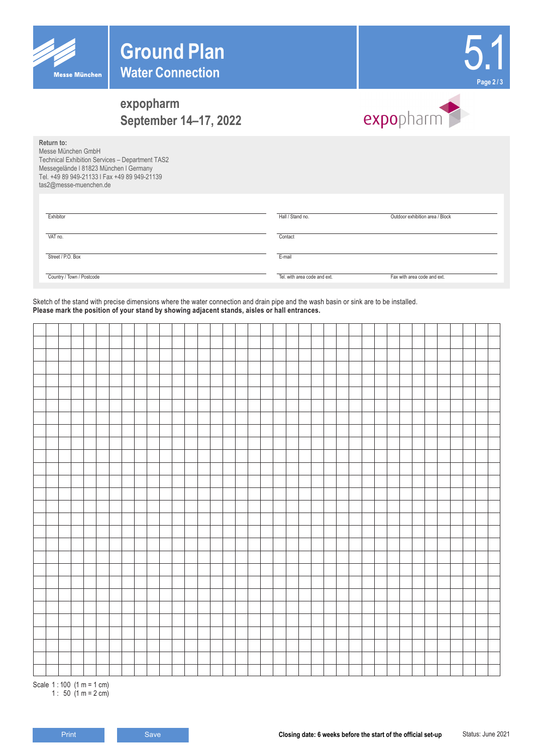# Ground Plan
## Water Connection

5.1

**expopharm**
**September 14–17, 2022**

expopharm

**Return to:**
Messe München GmbH
Technical Exhibition Services – Department TAS2
Messegelände I 81823 München I Germany
Tel. +49 89 949-21133 I Fax +49 89 949-21139
tas2@messe-muenchen.de

| | | |
|---|---|---|
| Exhibitor | Hall / Stand no. | Outdoor exhibition area / Block |
| VAT no. | Contact | |
| Street / P.O. Box | E-mail | |
| Country / Town / Postcode | Tel. with area code and ext. | Fax with area code and ext. |

Sketch of the stand with precise dimensions where the water connection and drain pipe and the wash basin or sink are to be installed.
**Please mark the position of your stand by showing adjacent stands, aisles or hall entrances.**

Scale 1 : 100 (1 m = 1 cm)
1 : 50 (1 m = 2 cm)

Print | Save

**Closing date: 6 weeks before the start of the official set-up**

Status: June 2021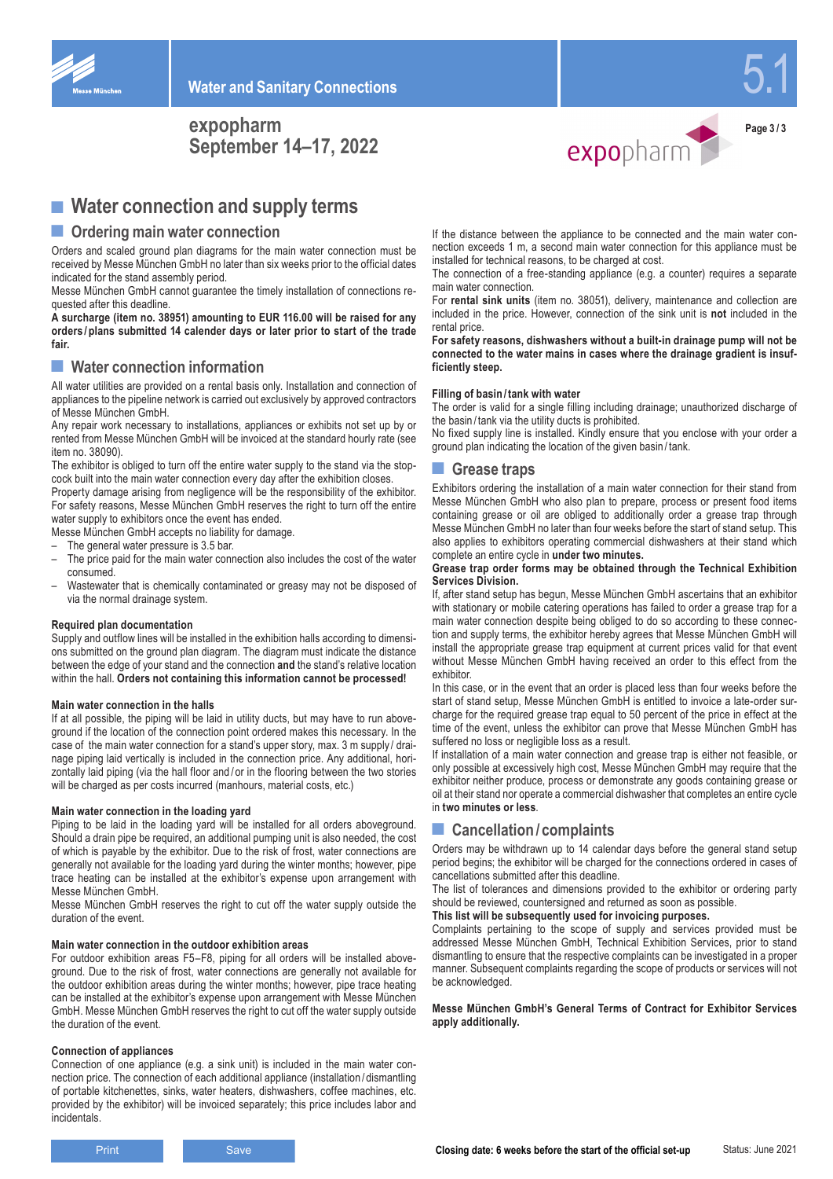# Water connection and supply terms

## Ordering main water connection

Orders and scaled ground plan diagrams for the main water connection must be received by Messe München GmbH no later than six weeks prior to the official dates indicated for the stand assembly period.

Messe München GmbH cannot guarantee the timely installation of connections requested after this deadline.

**A surcharge (item no. 38951) amounting to EUR 116.00 will be raised for any orders / plans submitted 14 calender days or later prior to start of the trade fair.**

## Water connection information

All water utilities are provided on a rental basis only. Installation and connection of appliances to the pipeline network is carried out exclusively by approved contractors of Messe München GmbH.

Any repair work necessary to installations, appliances or exhibits not set up by or rented from Messe München GmbH will be invoiced at the standard hourly rate (see item no. 38090).

The exhibitor is obliged to turn off the entire water supply to the stand via the stopcock built into the main water connection every day after the exhibition closes.

Property damage arising from negligence will be the responsibility of the exhibitor. For safety reasons, Messe München GmbH reserves the right to turn off the entire water supply to exhibitors once the event has ended.

Messe München GmbH accepts no liability for damage.

- The general water pressure is 3.5 bar.
- The price paid for the main water connection also includes the cost of the water consumed.
- Wastewater that is chemically contaminated or greasy may not be disposed of via the normal drainage system.

**Required plan documentation**

Supply and outflow lines will be installed in the exhibition halls according to dimensions submitted on the ground plan diagram. The diagram must indicate the distance between the edge of your stand and the connection **and** the stand's relative location within the hall. **Orders not containing this information cannot be processed!**

**Main water connection in the halls**

If at all possible, the piping will be laid in utility ducts, but may have to run aboveground if the location of the connection point ordered makes this necessary. In the case of the main water connection for a stand's upper story, max. 3 m supply / drainage piping laid vertically is included in the connection price. Any additional, horizontally laid piping (via the hall floor and / or in the flooring between the two stories will be charged as per costs incurred (manhours, material costs, etc.)

**Main water connection in the loading yard**

Piping to be laid in the loading yard will be installed for all orders aboveground. Should a drain pipe be required, an additional pumping unit is also needed, the cost of which is payable by the exhibitor. Due to the risk of frost, water connections are generally not available for the loading yard during the winter months; however, pipe trace heating can be installed at the exhibitor's expense upon arrangement with Messe München GmbH.

Messe München GmbH reserves the right to cut off the water supply outside the duration of the event.

**Main water connection in the outdoor exhibition areas**

For outdoor exhibition areas F5–F8, piping for all orders will be installed aboveground. Due to the risk of frost, water connections are generally not available for the outdoor exhibition areas during the winter months; however, pipe trace heating can be installed at the exhibitor's expense upon arrangement with Messe München GmbH. Messe München GmbH reserves the right to cut off the water supply outside the duration of the event.

**Connection of appliances**

Connection of one appliance (e.g. a sink unit) is included in the main water connection price. The connection of each additional appliance (installation / dismantling of portable kitchenettes, sinks, water heaters, dishwashers, coffee machines, etc. provided by the exhibitor) will be invoiced separately; this price includes labor and incidentals.

If the distance between the appliance to be connected and the main water connection exceeds 1 m, a second main water connection for this appliance must be installed for technical reasons, to be charged at cost.

The connection of a free-standing appliance (e.g. a counter) requires a separate main water connection.

For **rental sink units** (item no. 38051), delivery, maintenance and collection are included in the price. However, connection of the sink unit is **not** included in the rental price.

**For safety reasons, dishwashers without a built-in drainage pump will not be connected to the water mains in cases where the drainage gradient is insufficiently steep.**

**Filling of basin / tank with water**

The order is valid for a single filling including drainage; unauthorized discharge of the basin / tank via the utility ducts is prohibited.

No fixed supply line is installed. Kindly ensure that you enclose with your order a ground plan indicating the location of the given basin / tank.

## Grease traps

Exhibitors ordering the installation of a main water connection for their stand from Messe München GmbH who also plan to prepare, process or present food items containing grease or oil are obliged to additionally order a grease trap through Messe München GmbH no later than four weeks before the start of stand setup. This also applies to exhibitors operating commercial dishwashers at their stand which complete an entire cycle in **under two minutes.**

**Grease trap order forms may be obtained through the Technical Exhibition Services Division.**

If, after stand setup has begun, Messe München GmbH ascertains that an exhibitor with stationary or mobile catering operations has failed to order a grease trap for a main water connection despite being obliged to do so according to these connection and supply terms, the exhibitor hereby agrees that Messe München GmbH will install the appropriate grease trap equipment at current prices valid for that event without Messe München GmbH having received an order to this effect from the exhibitor.

In this case, or in the event that an order is placed less than four weeks before the start of stand setup, Messe München GmbH is entitled to invoice a late-order surcharge for the required grease trap equal to 50 percent of the price in effect at the time of the event, unless the exhibitor can prove that Messe München GmbH has suffered no loss or negligible loss as a result.

If installation of a main water connection and grease trap is either not feasible, or only possible at excessively high cost, Messe München GmbH may require that the exhibitor neither produce, process or demonstrate any goods containing grease or oil at their stand nor operate a commercial dishwasher that completes an entire cycle in **two minutes or less**.

## Cancellation / complaints

Orders may be withdrawn up to 14 calendar days before the general stand setup period begins; the exhibitor will be charged for the connections ordered in cases of cancellations submitted after this deadline.

The list of tolerances and dimensions provided to the exhibitor or ordering party should be reviewed, countersigned and returned as soon as possible.

**This list will be subsequently used for invoicing purposes.**

Complaints pertaining to the scope of supply and services provided must be addressed Messe München GmbH, Technical Exhibition Services, prior to stand dismantling to ensure that the respective complaints can be investigated in a proper manner. Subsequent complaints regarding the scope of products or services will not be acknowledged.

**Messe München GmbH's General Terms of Contract for Exhibitor Services apply additionally.**

**Closing date: 6 weeks before the start of the official set-up**

Status: June 2021